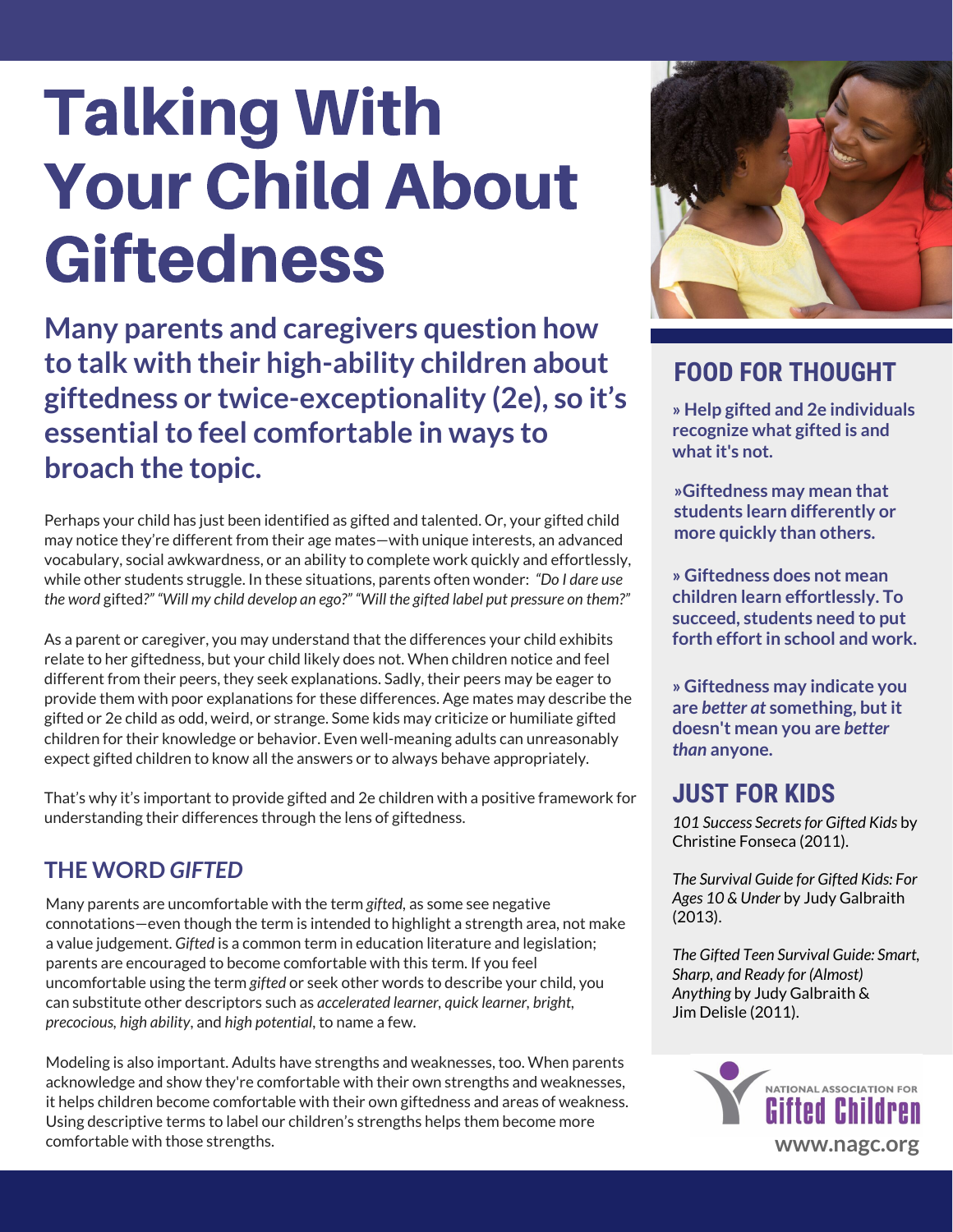# Talking With Your Child About Giftedness

## Many parents and caregivers question how to talk with their high-ability children about giftedness or twice-exceptionality (2e), so it's essential to feel comfortable in ways to broach the topic.

Perhaps your child has just been identified as gifted and talented. Or, your gifted child may notice they're different from their age mates—with unique interests, an advanced vocabulary, social awkwardness, or an ability to complete work quickly and effortlessly, while other students struggle. In these situations, parents often wonder: *"Do I dare use the word* gifted*?" "Will my child develop an ego?" "Will the gifted label put pressure on them?"*

As a parent or caregiver, you may understand that the differences your child exhibits relate to her giftedness, but your child likely does not. When children notice and feel different from their peers, they seek explanations. Sadly, their peers may be eager to provide them with poor explanations for these differences. Age mates may describe the gifted or 2e child as odd, weird, or strange. Some kids may criticize or humiliate gifted children for their knowledge or behavior. Even well-meaning adults can unreasonably expect gifted children to know all the answers or to always behave appropriately.

That's why it's important to provide gifted and 2e children with a positive framework for understanding their differences through the lens of giftedness.

### THE WORD *GIFTED*

Many parents are uncomfortable with the term *gifted*, as some see negative connotations—even though the term is intended to highlight a strength area, not make a value judgement. *Gifted* is a common term in education literature and legislation; parents are encouraged to become comfortable with this term. If you feel uncomfortable using the term *gifted* or seek other words to describe your child, you can substitute other descriptors such as *accelerated learner*, *quick learner*, *bright*, *precocious*, *high ability*, and *high potential*, to name a few.

Modeling is also important. Adults have strengths and weaknesses, too. When parents acknowledge and show they're comfortable with their own strengths and weaknesses, it helps children become comfortable with their own giftedness and areas of weakness. Using descriptive terms to label our children's strengths helps them become more comfortable with those strengths.

## FOOD FOR THOUGHT

**» Help gifted and 2e individuals recognize what gifted is and what it's not.**

**»Giftedness may mean that students learn differently or more quickly than others.**

**» Giftedness does not mean children learn effortlessly. To succeed, students need to put forth effort in school and work.**

**» Giftedness may indicate you are *better at* something, but it doesn't mean you are *better than* anyone.**

## JUST FOR KIDS

*101 Success Secrets for Gifted Kids* by Christine Fonseca (2011).

*The Survival Guide for Gifted Kids: For Ages 10 & Under* by Judy Galbraith (2013).

*The Gifted Teen Survival Guide: Smart, Sharp, and Ready for (Almost) Anything* by Judy Galbraith & Jim Delisle (2011).

NATIONAL ASSOCIATION FOR Gifted Children

www.nagc.org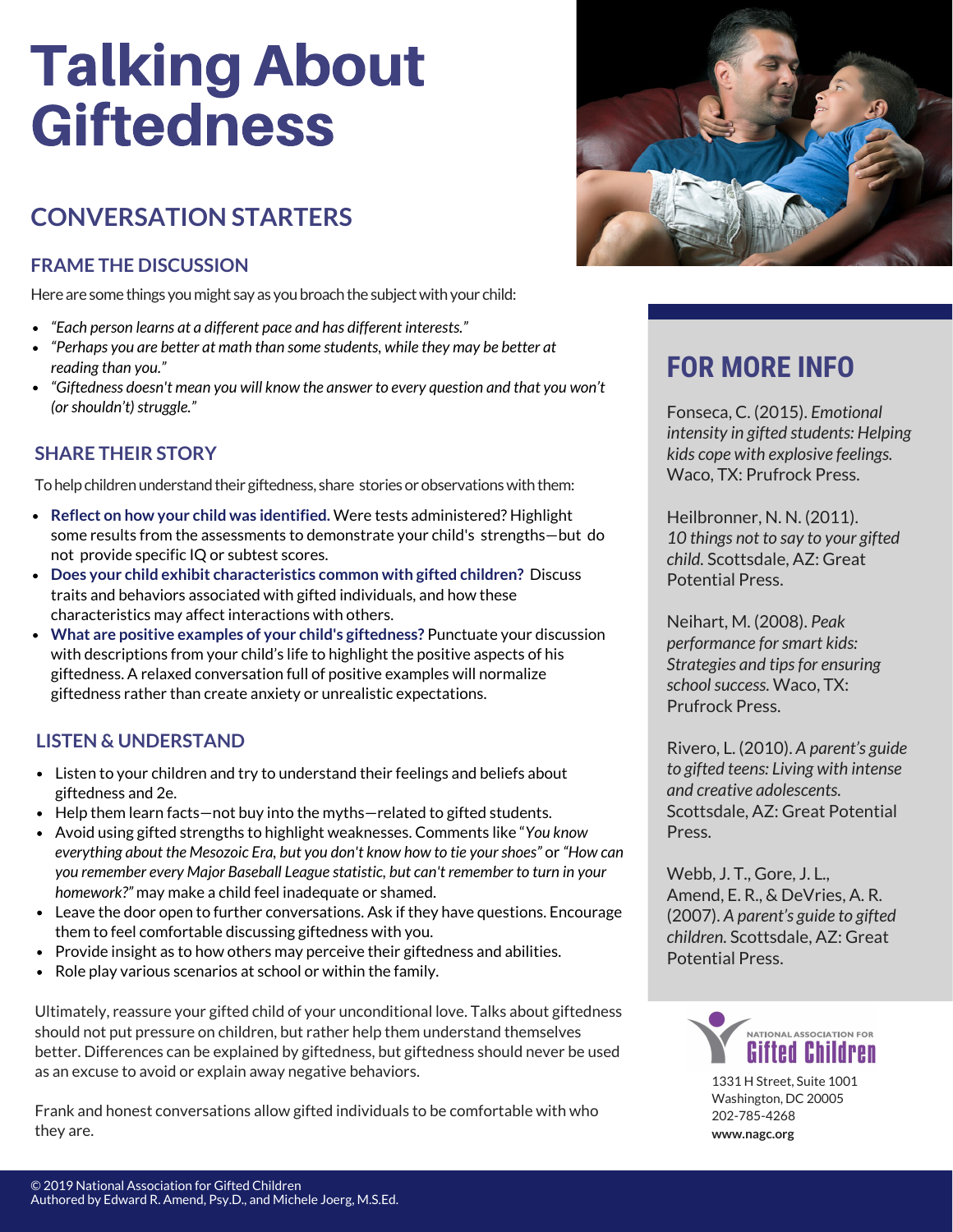# Talking About Giftedness

## CONVERSATION STARTERS

### FRAME THE DISCUSSION

Here are some things you might say as you broach the subject with your child:

- *"Each person learns at a different pace and has different interests."*
- *"Perhaps you are better at math than some students, while they may be better at reading than you."*
- *"Giftedness doesn't mean you will know the answer to every question and that you won't (or shouldn't) struggle."*

### SHARE THEIR STORY

To help children understand their giftedness, share stories or observations with them:

- **Reflect on how your child was identified.** Were tests administered? Highlight some results from the assessments to demonstrate your child's strengths—but do not provide specific IQ or subtest scores.
- **Does your child exhibit characteristics common with gifted children?** Discuss traits and behaviors associated with gifted individuals, and how these characteristics may affect interactions with others.
- **What are positive examples of your child's giftedness?** Punctuate your discussion with descriptions from your child's life to highlight the positive aspects of his giftedness. A relaxed conversation full of positive examples will normalize giftedness rather than create anxiety or unrealistic expectations.

### LISTEN & UNDERSTAND

- Listen to your children and try to understand their feelings and beliefs about giftedness and 2e.
- Help them learn facts—not buy into the myths—related to gifted students.
- Avoid using gifted strengths to highlight weaknesses. Comments like "*You know everything about the Mesozoic Era, but you don't know how to tie your shoes"* or *"How can you remember every Major Baseball League statistic, but can't remember to turn in your homework?"* may make a child feel inadequate or shamed.
- Leave the door open to further conversations. Ask if they have questions. Encourage them to feel comfortable discussing giftedness with you.
- Provide insight as to how others may perceive their giftedness and abilities.
- Role play various scenarios at school or within the family.

Ultimately, reassure your gifted child of your unconditional love. Talks about giftedness should not put pressure on children, but rather help them understand themselves better. Differences can be explained by giftedness, but giftedness should never be used as an excuse to avoid or explain away negative behaviors.

Frank and honest conversations allow gifted individuals to be comfortable with who they are.

## FOR MORE INFO

Fonseca, C. (2015). *Emotional intensity in gifted students: Helping kids cope with explosive feelings.* Waco, TX: Prufrock Press.

Heilbronner, N. N. (2011). *10 things not to say to your gifted child.* Scottsdale, AZ: Great Potential Press.

Neihart, M. (2008). *Peak performance for smart kids: Strategies and tips for ensuring school success.* Waco, TX: Prufrock Press.

Rivero, L. (2010). *A parent's guide to gifted teens: Living with intense and creative adolescents.* Scottsdale, AZ: Great Potential Press.

Webb, J. T., Gore, J. L., Amend, E. R., & DeVries, A. R. (2007). *A parent's guide to gifted children.* Scottsdale, AZ: Great Potential Press.

National Association for Gifted Children
1331 H Street, Suite 1001
Washington, DC 20005
202-785-4268
**www.nagc.org**

© 2019 National Association for Gifted Children
Authored by Edward R. Amend, Psy.D., and Michele Joerg, M.S.Ed.